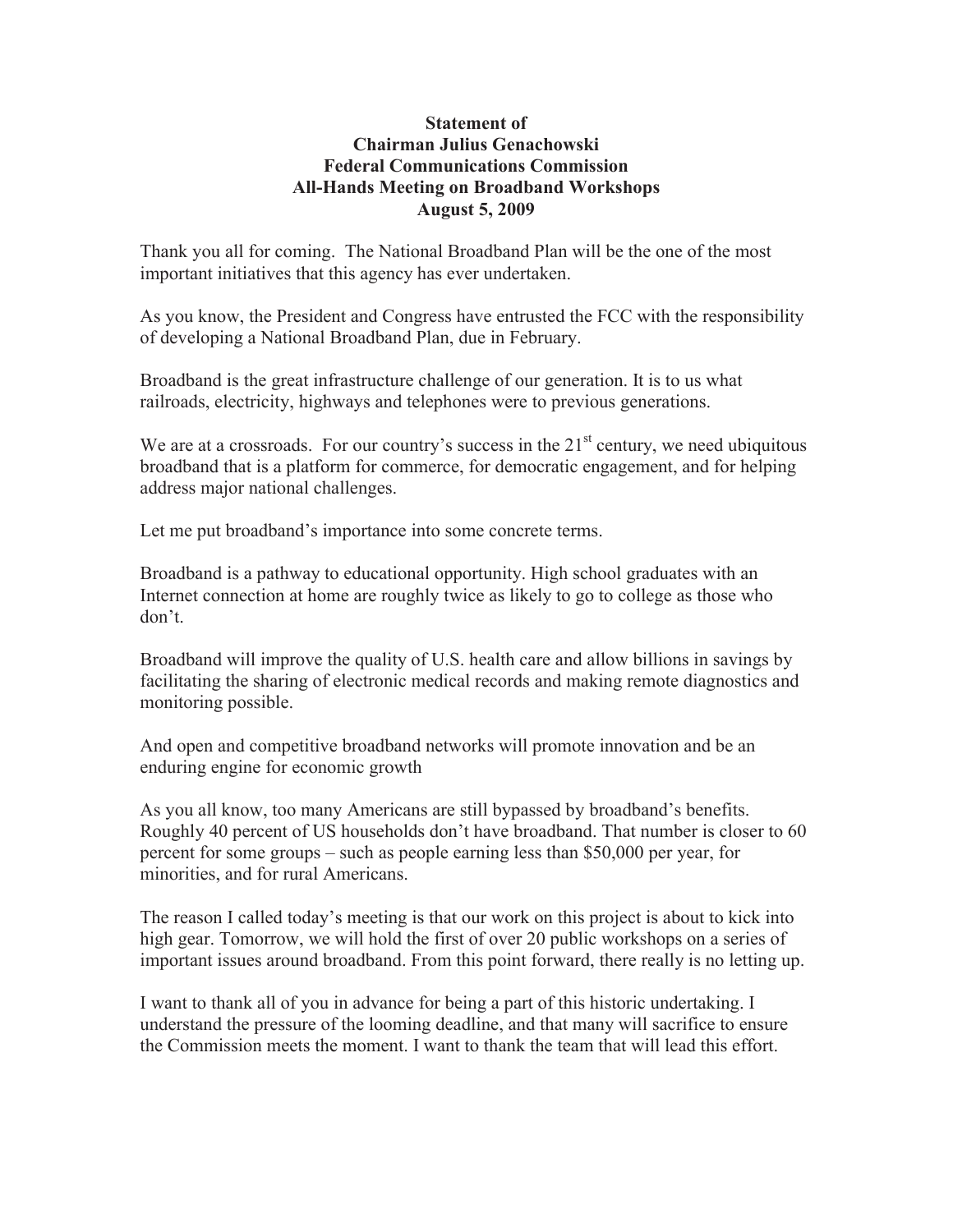**Statement of**
**Chairman Julius Genachowski**
**Federal Communications Commission**
**All-Hands Meeting on Broadband Workshops**
**August 5, 2009**

Thank you all for coming. The National Broadband Plan will be the one of the most important initiatives that this agency has ever undertaken.

As you know, the President and Congress have entrusted the FCC with the responsibility of developing a National Broadband Plan, due in February.

Broadband is the great infrastructure challenge of our generation. It is to us what railroads, electricity, highways and telephones were to previous generations.

We are at a crossroads. For our country's success in the 21st century, we need ubiquitous broadband that is a platform for commerce, for democratic engagement, and for helping address major national challenges.

Let me put broadband's importance into some concrete terms.

Broadband is a pathway to educational opportunity. High school graduates with an Internet connection at home are roughly twice as likely to go to college as those who don't.

Broadband will improve the quality of U.S. health care and allow billions in savings by facilitating the sharing of electronic medical records and making remote diagnostics and monitoring possible.

And open and competitive broadband networks will promote innovation and be an enduring engine for economic growth

As you all know, too many Americans are still bypassed by broadband's benefits. Roughly 40 percent of US households don't have broadband. That number is closer to 60 percent for some groups – such as people earning less than $50,000 per year, for minorities, and for rural Americans.

The reason I called today's meeting is that our work on this project is about to kick into high gear. Tomorrow, we will hold the first of over 20 public workshops on a series of important issues around broadband. From this point forward, there really is no letting up.

I want to thank all of you in advance for being a part of this historic undertaking. I understand the pressure of the looming deadline, and that many will sacrifice to ensure the Commission meets the moment. I want to thank the team that will lead this effort.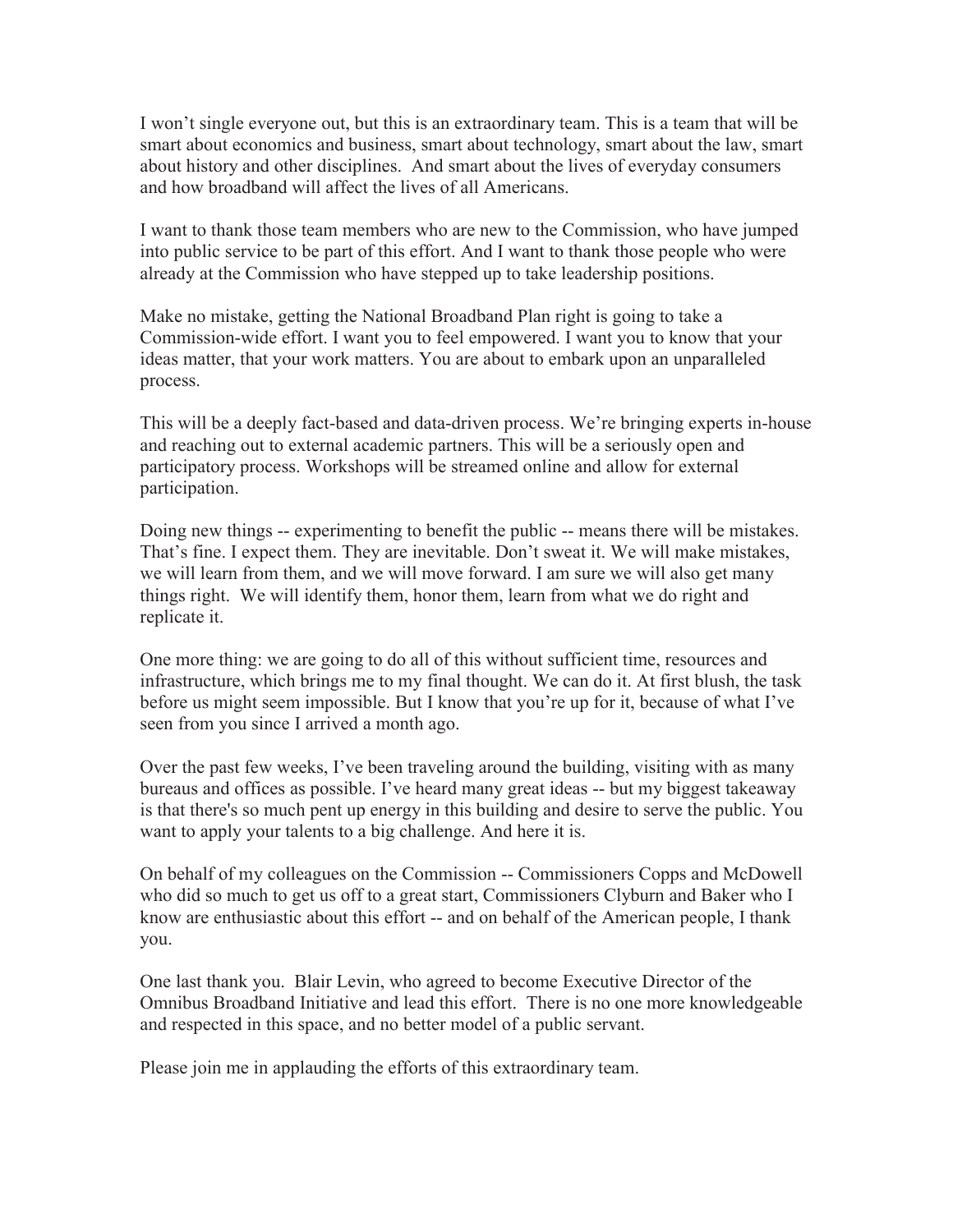I won't single everyone out, but this is an extraordinary team. This is a team that will be smart about economics and business, smart about technology, smart about the law, smart about history and other disciplines. And smart about the lives of everyday consumers and how broadband will affect the lives of all Americans.

I want to thank those team members who are new to the Commission, who have jumped into public service to be part of this effort. And I want to thank those people who were already at the Commission who have stepped up to take leadership positions.

Make no mistake, getting the National Broadband Plan right is going to take a Commission-wide effort. I want you to feel empowered. I want you to know that your ideas matter, that your work matters. You are about to embark upon an unparalleled process.

This will be a deeply fact-based and data-driven process. We're bringing experts in-house and reaching out to external academic partners. This will be a seriously open and participatory process. Workshops will be streamed online and allow for external participation.

Doing new things -- experimenting to benefit the public -- means there will be mistakes. That's fine. I expect them. They are inevitable. Don't sweat it. We will make mistakes, we will learn from them, and we will move forward. I am sure we will also get many things right. We will identify them, honor them, learn from what we do right and replicate it.

One more thing: we are going to do all of this without sufficient time, resources and infrastructure, which brings me to my final thought. We can do it. At first blush, the task before us might seem impossible. But I know that you're up for it, because of what I've seen from you since I arrived a month ago.

Over the past few weeks, I've been traveling around the building, visiting with as many bureaus and offices as possible. I've heard many great ideas -- but my biggest takeaway is that there's so much pent up energy in this building and desire to serve the public. You want to apply your talents to a big challenge. And here it is.

On behalf of my colleagues on the Commission -- Commissioners Copps and McDowell who did so much to get us off to a great start, Commissioners Clyburn and Baker who I know are enthusiastic about this effort -- and on behalf of the American people, I thank you.

One last thank you. Blair Levin, who agreed to become Executive Director of the Omnibus Broadband Initiative and lead this effort. There is no one more knowledgeable and respected in this space, and no better model of a public servant.

Please join me in applauding the efforts of this extraordinary team.